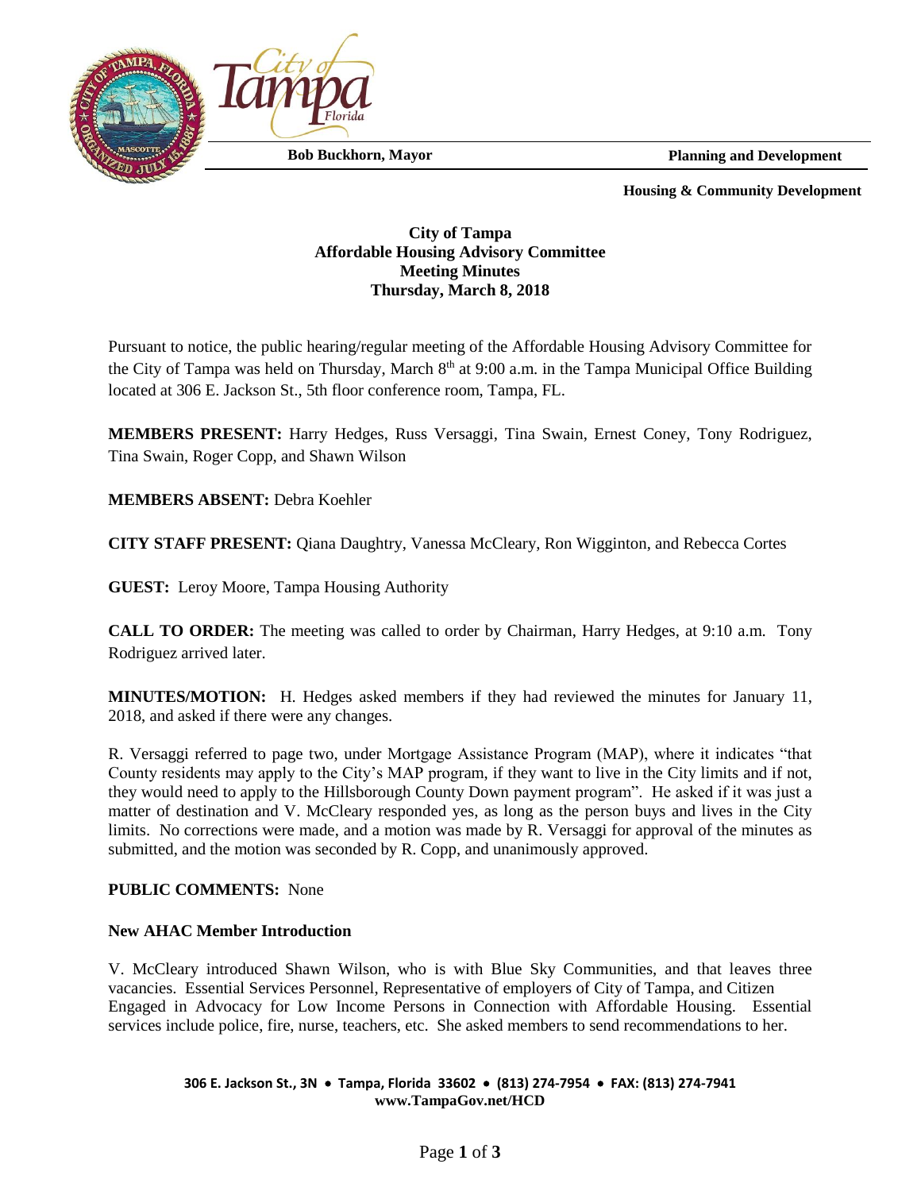**Bob Buckhorn, Mayor** **Planning and Development**

**Housing & Community Development**

**City of Tampa**
**Affordable Housing Advisory Committee**
**Meeting Minutes**
**Thursday, March 8, 2018**

Pursuant to notice, the public hearing/regular meeting of the Affordable Housing Advisory Committee for the City of Tampa was held on Thursday, March 8th at 9:00 a.m. in the Tampa Municipal Office Building located at 306 E. Jackson St., 5th floor conference room, Tampa, FL.

**MEMBERS PRESENT:** Harry Hedges, Russ Versaggi, Tina Swain, Ernest Coney, Tony Rodriguez, Tina Swain, Roger Copp, and Shawn Wilson

**MEMBERS ABSENT:** Debra Koehler

**CITY STAFF PRESENT:** Qiana Daughtry, Vanessa McCleary, Ron Wigginton, and Rebecca Cortes

**GUEST:** Leroy Moore, Tampa Housing Authority

**CALL TO ORDER:** The meeting was called to order by Chairman, Harry Hedges, at 9:10 a.m. Tony Rodriguez arrived later.

**MINUTES/MOTION:** H. Hedges asked members if they had reviewed the minutes for January 11, 2018, and asked if there were any changes.

R. Versaggi referred to page two, under Mortgage Assistance Program (MAP), where it indicates "that County residents may apply to the City's MAP program, if they want to live in the City limits and if not, they would need to apply to the Hillsborough County Down payment program". He asked if it was just a matter of destination and V. McCleary responded yes, as long as the person buys and lives in the City limits. No corrections were made, and a motion was made by R. Versaggi for approval of the minutes as submitted, and the motion was seconded by R. Copp, and unanimously approved.

**PUBLIC COMMENTS:** None

**New AHAC Member Introduction**

V. McCleary introduced Shawn Wilson, who is with Blue Sky Communities, and that leaves three vacancies. Essential Services Personnel, Representative of employers of City of Tampa, and Citizen Engaged in Advocacy for Low Income Persons in Connection with Affordable Housing. Essential services include police, fire, nurse, teachers, etc. She asked members to send recommendations to her.

306 E. Jackson St., 3N • Tampa, Florida 33602 • (813) 274-7954 • FAX: (813) 274-7941
www.TampaGov.net/HCD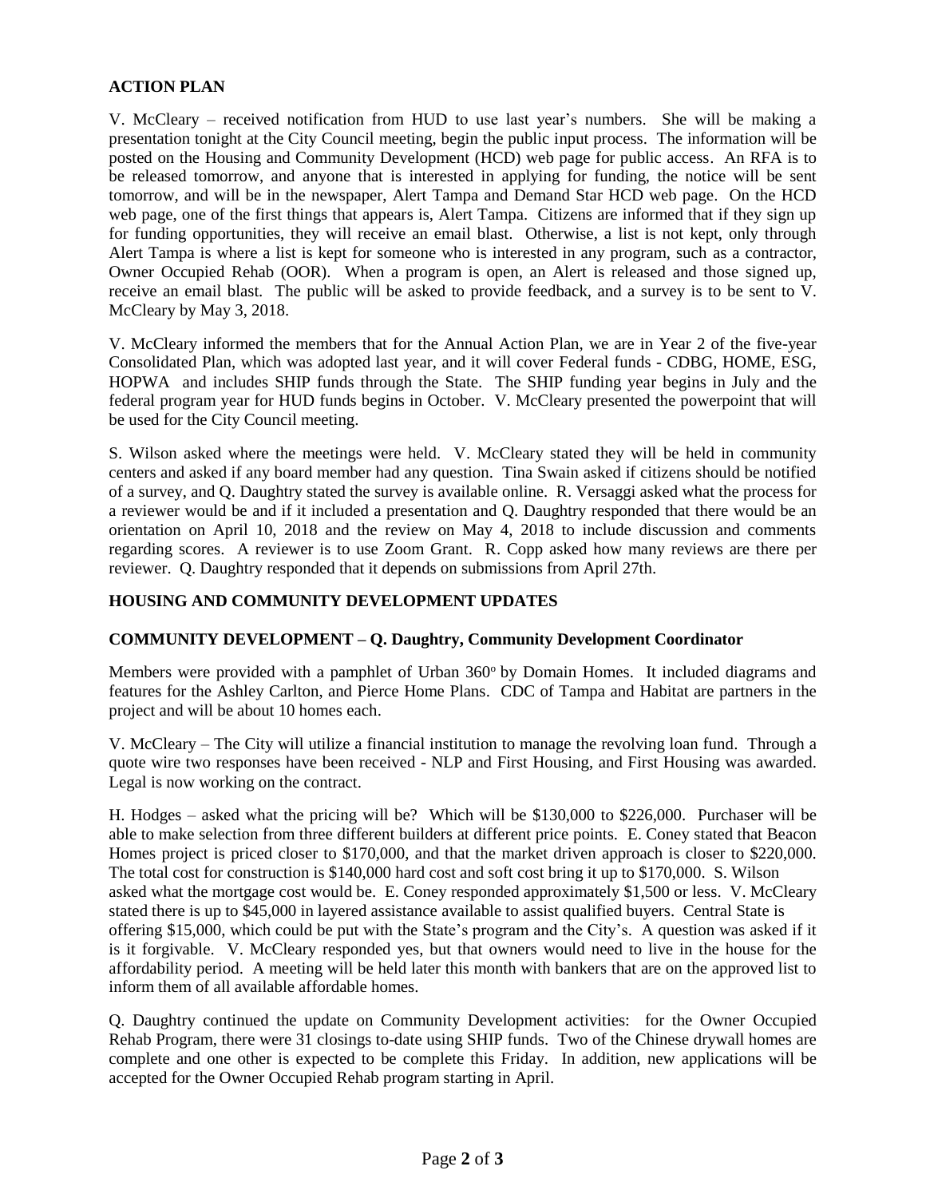## ACTION PLAN

V. McCleary – received notification from HUD to use last year's numbers. She will be making a presentation tonight at the City Council meeting, begin the public input process. The information will be posted on the Housing and Community Development (HCD) web page for public access. An RFA is to be released tomorrow, and anyone that is interested in applying for funding, the notice will be sent tomorrow, and will be in the newspaper, Alert Tampa and Demand Star HCD web page. On the HCD web page, one of the first things that appears is, Alert Tampa. Citizens are informed that if they sign up for funding opportunities, they will receive an email blast. Otherwise, a list is not kept, only through Alert Tampa is where a list is kept for someone who is interested in any program, such as a contractor, Owner Occupied Rehab (OOR). When a program is open, an Alert is released and those signed up, receive an email blast. The public will be asked to provide feedback, and a survey is to be sent to V. McCleary by May 3, 2018.

V. McCleary informed the members that for the Annual Action Plan, we are in Year 2 of the five-year Consolidated Plan, which was adopted last year, and it will cover Federal funds - CDBG, HOME, ESG, HOPWA and includes SHIP funds through the State. The SHIP funding year begins in July and the federal program year for HUD funds begins in October. V. McCleary presented the powerpoint that will be used for the City Council meeting.

S. Wilson asked where the meetings were held. V. McCleary stated they will be held in community centers and asked if any board member had any question. Tina Swain asked if citizens should be notified of a survey, and Q. Daughtry stated the survey is available online. R. Versaggi asked what the process for a reviewer would be and if it included a presentation and Q. Daughtry responded that there would be an orientation on April 10, 2018 and the review on May 4, 2018 to include discussion and comments regarding scores. A reviewer is to use Zoom Grant. R. Copp asked how many reviews are there per reviewer. Q. Daughtry responded that it depends on submissions from April 27th.

## HOUSING AND COMMUNITY DEVELOPMENT UPDATES

### COMMUNITY DEVELOPMENT – Q. Daughtry, Community Development Coordinator

Members were provided with a pamphlet of Urban 360° by Domain Homes. It included diagrams and features for the Ashley Carlton, and Pierce Home Plans. CDC of Tampa and Habitat are partners in the project and will be about 10 homes each.

V. McCleary – The City will utilize a financial institution to manage the revolving loan fund. Through a quote wire two responses have been received - NLP and First Housing, and First Housing was awarded. Legal is now working on the contract.

H. Hodges – asked what the pricing will be? Which will be $130,000 to $226,000. Purchaser will be able to make selection from three different builders at different price points. E. Coney stated that Beacon Homes project is priced closer to $170,000, and that the market driven approach is closer to $220,000. The total cost for construction is $140,000 hard cost and soft cost bring it up to $170,000. S. Wilson asked what the mortgage cost would be. E. Coney responded approximately $1,500 or less. V. McCleary stated there is up to $45,000 in layered assistance available to assist qualified buyers. Central State is offering $15,000, which could be put with the State's program and the City's. A question was asked if it is it forgivable. V. McCleary responded yes, but that owners would need to live in the house for the affordability period. A meeting will be held later this month with bankers that are on the approved list to inform them of all available affordable homes.

Q. Daughtry continued the update on Community Development activities: for the Owner Occupied Rehab Program, there were 31 closings to-date using SHIP funds. Two of the Chinese drywall homes are complete and one other is expected to be complete this Friday. In addition, new applications will be accepted for the Owner Occupied Rehab program starting in April.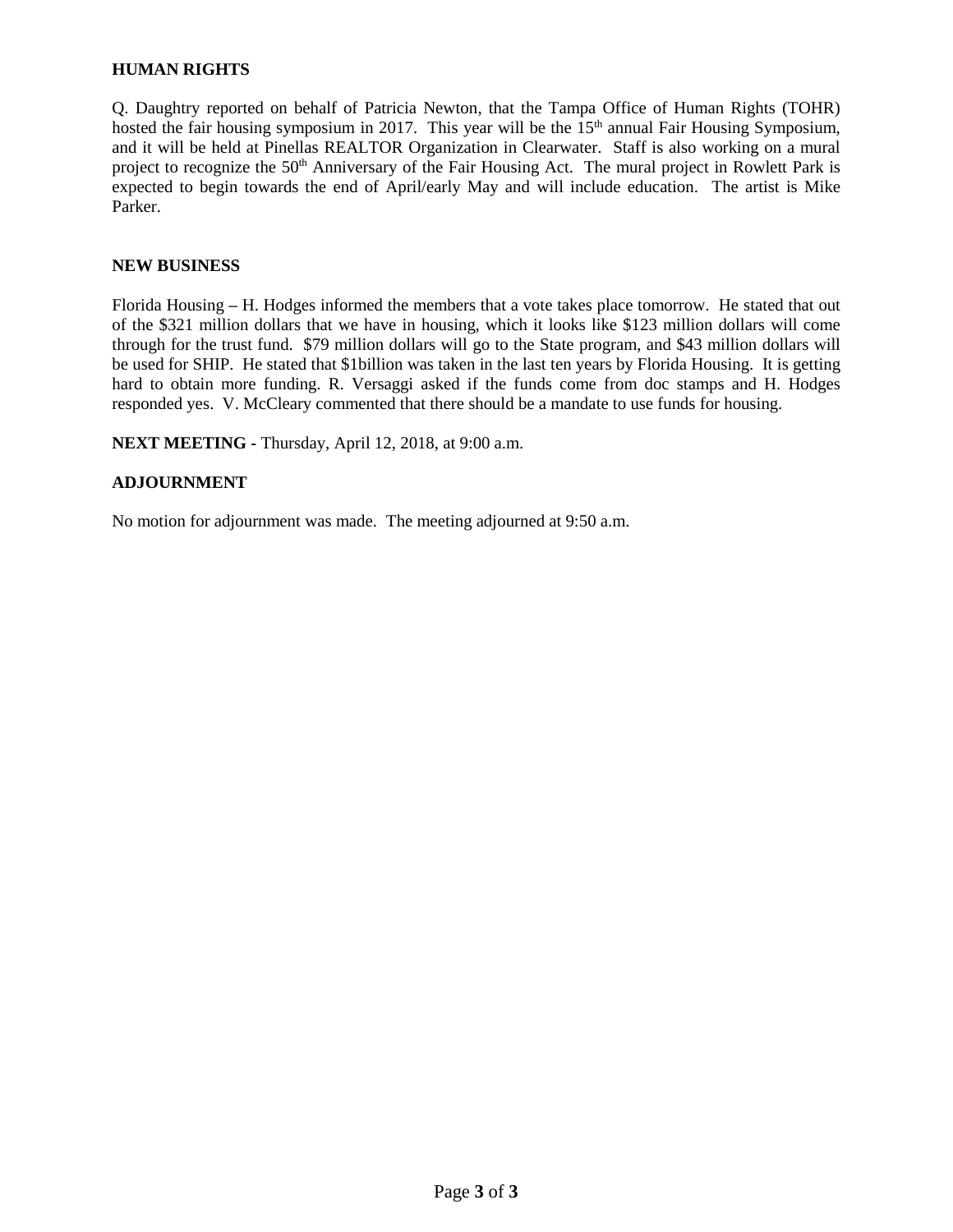**HUMAN RIGHTS**

Q. Daughtry reported on behalf of Patricia Newton, that the Tampa Office of Human Rights (TOHR) hosted the fair housing symposium in 2017. This year will be the 15th annual Fair Housing Symposium, and it will be held at Pinellas REALTOR Organization in Clearwater. Staff is also working on a mural project to recognize the 50th Anniversary of the Fair Housing Act. The mural project in Rowlett Park is expected to begin towards the end of April/early May and will include education. The artist is Mike Parker.

**NEW BUSINESS**

Florida Housing – H. Hodges informed the members that a vote takes place tomorrow. He stated that out of the $321 million dollars that we have in housing, which it looks like $123 million dollars will come through for the trust fund. $79 million dollars will go to the State program, and $43 million dollars will be used for SHIP. He stated that $1billion was taken in the last ten years by Florida Housing. It is getting hard to obtain more funding. R. Versaggi asked if the funds come from doc stamps and H. Hodges responded yes. V. McCleary commented that there should be a mandate to use funds for housing.

**NEXT MEETING** - Thursday, April 12, 2018, at 9:00 a.m.

**ADJOURNMENT**

No motion for adjournment was made. The meeting adjourned at 9:50 a.m.